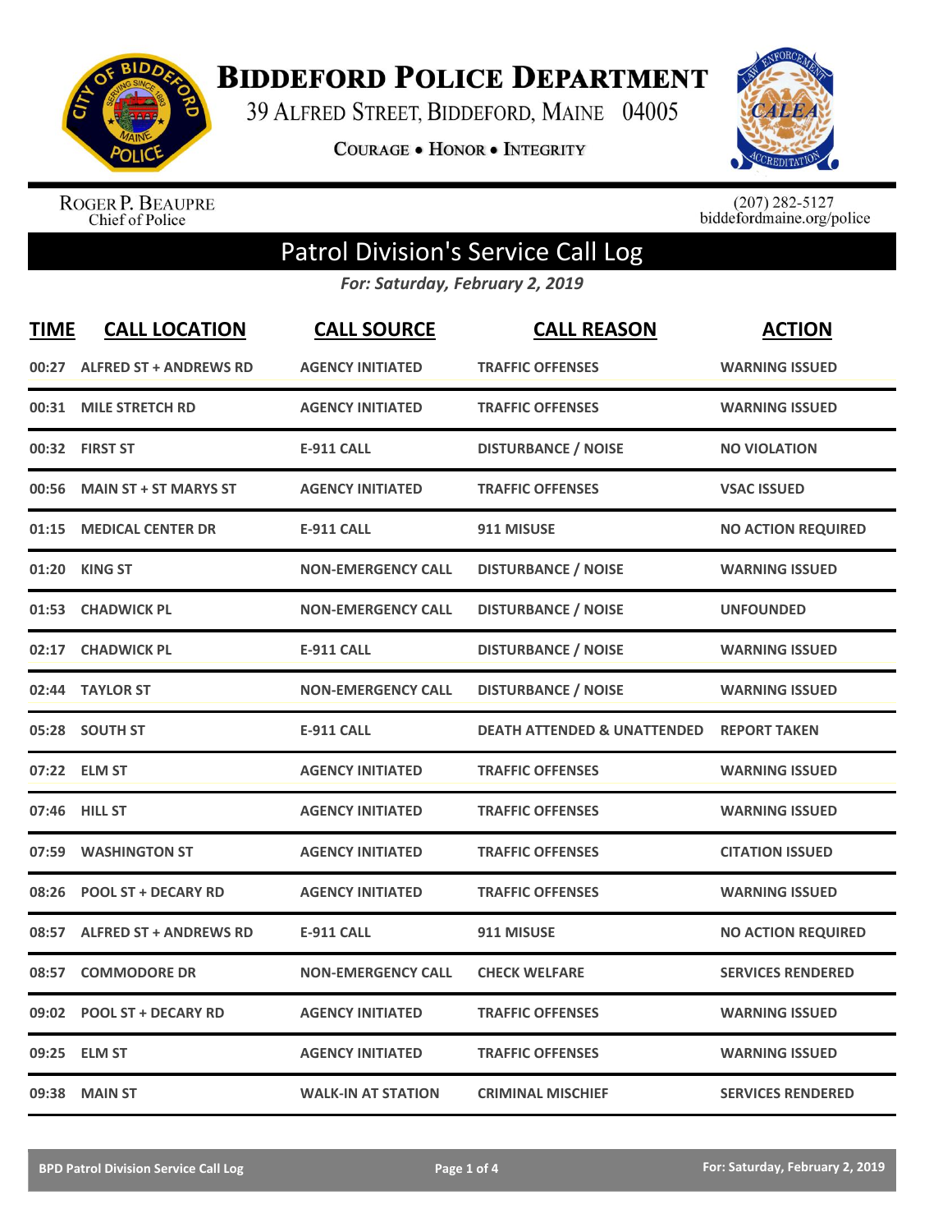# Biddeford Police Department

39 Alfred Street, Biddeford, Maine 04005

Courage • Honor • Integrity

Roger P. Beaupre
Chief of Police

(207) 282-5127
biddefordmaine.org/police

## Patrol Division's Service Call Log

*For: Saturday, February 2, 2019*

| TIME | CALL LOCATION | CALL SOURCE | CALL REASON | ACTION |
|---|---|---|---|---|
| 00:27 | ALFRED ST + ANDREWS RD | AGENCY INITIATED | TRAFFIC OFFENSES | WARNING ISSUED |
| 00:31 | MILE STRETCH RD | AGENCY INITIATED | TRAFFIC OFFENSES | WARNING ISSUED |
| 00:32 | FIRST ST | E-911 CALL | DISTURBANCE / NOISE | NO VIOLATION |
| 00:56 | MAIN ST + ST MARYS ST | AGENCY INITIATED | TRAFFIC OFFENSES | VSAC ISSUED |
| 01:15 | MEDICAL CENTER DR | E-911 CALL | 911 MISUSE | NO ACTION REQUIRED |
| 01:20 | KING ST | NON-EMERGENCY CALL | DISTURBANCE / NOISE | WARNING ISSUED |
| 01:53 | CHADWICK PL | NON-EMERGENCY CALL | DISTURBANCE / NOISE | UNFOUNDED |
| 02:17 | CHADWICK PL | E-911 CALL | DISTURBANCE / NOISE | WARNING ISSUED |
| 02:44 | TAYLOR ST | NON-EMERGENCY CALL | DISTURBANCE / NOISE | WARNING ISSUED |
| 05:28 | SOUTH ST | E-911 CALL | DEATH ATTENDED & UNATTENDED | REPORT TAKEN |
| 07:22 | ELM ST | AGENCY INITIATED | TRAFFIC OFFENSES | WARNING ISSUED |
| 07:46 | HILL ST | AGENCY INITIATED | TRAFFIC OFFENSES | WARNING ISSUED |
| 07:59 | WASHINGTON ST | AGENCY INITIATED | TRAFFIC OFFENSES | CITATION ISSUED |
| 08:26 | POOL ST + DECARY RD | AGENCY INITIATED | TRAFFIC OFFENSES | WARNING ISSUED |
| 08:57 | ALFRED ST + ANDREWS RD | E-911 CALL | 911 MISUSE | NO ACTION REQUIRED |
| 08:57 | COMMODORE DR | NON-EMERGENCY CALL | CHECK WELFARE | SERVICES RENDERED |
| 09:02 | POOL ST + DECARY RD | AGENCY INITIATED | TRAFFIC OFFENSES | WARNING ISSUED |
| 09:25 | ELM ST | AGENCY INITIATED | TRAFFIC OFFENSES | WARNING ISSUED |
| 09:38 | MAIN ST | WALK-IN AT STATION | CRIMINAL MISCHIEF | SERVICES RENDERED |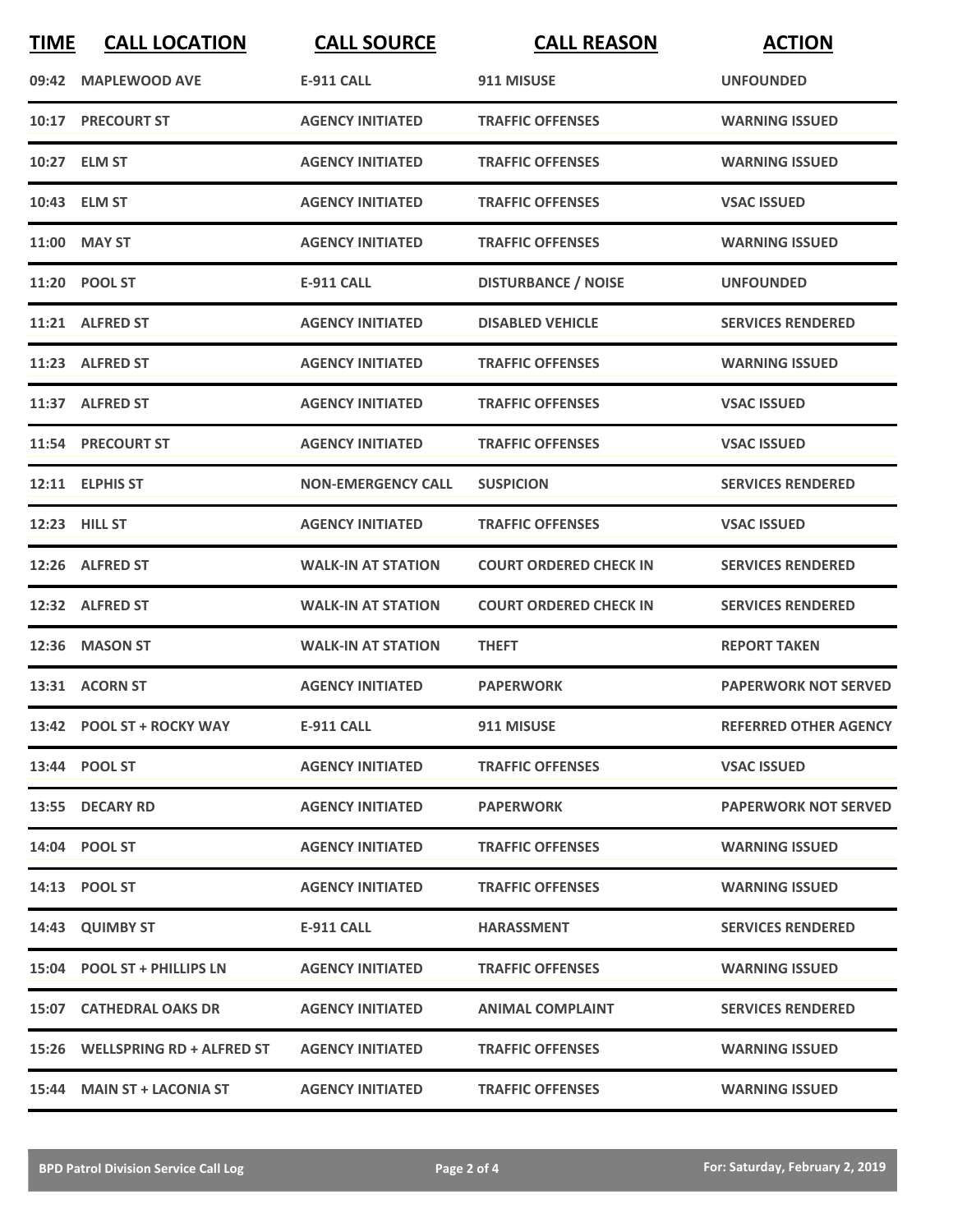| TIME | CALL LOCATION | CALL SOURCE | CALL REASON | ACTION |
|---|---|---|---|---|
| 09:42 | MAPLEWOOD AVE | E-911 CALL | 911 MISUSE | UNFOUNDED |
| 10:17 | PRECOURT ST | AGENCY INITIATED | TRAFFIC OFFENSES | WARNING ISSUED |
| 10:27 | ELM ST | AGENCY INITIATED | TRAFFIC OFFENSES | WARNING ISSUED |
| 10:43 | ELM ST | AGENCY INITIATED | TRAFFIC OFFENSES | VSAC ISSUED |
| 11:00 | MAY ST | AGENCY INITIATED | TRAFFIC OFFENSES | WARNING ISSUED |
| 11:20 | POOL ST | E-911 CALL | DISTURBANCE / NOISE | UNFOUNDED |
| 11:21 | ALFRED ST | AGENCY INITIATED | DISABLED VEHICLE | SERVICES RENDERED |
| 11:23 | ALFRED ST | AGENCY INITIATED | TRAFFIC OFFENSES | WARNING ISSUED |
| 11:37 | ALFRED ST | AGENCY INITIATED | TRAFFIC OFFENSES | VSAC ISSUED |
| 11:54 | PRECOURT ST | AGENCY INITIATED | TRAFFIC OFFENSES | VSAC ISSUED |
| 12:11 | ELPHIS ST | NON-EMERGENCY CALL | SUSPICION | SERVICES RENDERED |
| 12:23 | HILL ST | AGENCY INITIATED | TRAFFIC OFFENSES | VSAC ISSUED |
| 12:26 | ALFRED ST | WALK-IN AT STATION | COURT ORDERED CHECK IN | SERVICES RENDERED |
| 12:32 | ALFRED ST | WALK-IN AT STATION | COURT ORDERED CHECK IN | SERVICES RENDERED |
| 12:36 | MASON ST | WALK-IN AT STATION | THEFT | REPORT TAKEN |
| 13:31 | ACORN ST | AGENCY INITIATED | PAPERWORK | PAPERWORK NOT SERVED |
| 13:42 | POOL ST + ROCKY WAY | E-911 CALL | 911 MISUSE | REFERRED OTHER AGENCY |
| 13:44 | POOL ST | AGENCY INITIATED | TRAFFIC OFFENSES | VSAC ISSUED |
| 13:55 | DECARY RD | AGENCY INITIATED | PAPERWORK | PAPERWORK NOT SERVED |
| 14:04 | POOL ST | AGENCY INITIATED | TRAFFIC OFFENSES | WARNING ISSUED |
| 14:13 | POOL ST | AGENCY INITIATED | TRAFFIC OFFENSES | WARNING ISSUED |
| 14:43 | QUIMBY ST | E-911 CALL | HARASSMENT | SERVICES RENDERED |
| 15:04 | POOL ST + PHILLIPS LN | AGENCY INITIATED | TRAFFIC OFFENSES | WARNING ISSUED |
| 15:07 | CATHEDRAL OAKS DR | AGENCY INITIATED | ANIMAL COMPLAINT | SERVICES RENDERED |
| 15:26 | WELLSPRING RD + ALFRED ST | AGENCY INITIATED | TRAFFIC OFFENSES | WARNING ISSUED |
| 15:44 | MAIN ST + LACONIA ST | AGENCY INITIATED | TRAFFIC OFFENSES | WARNING ISSUED |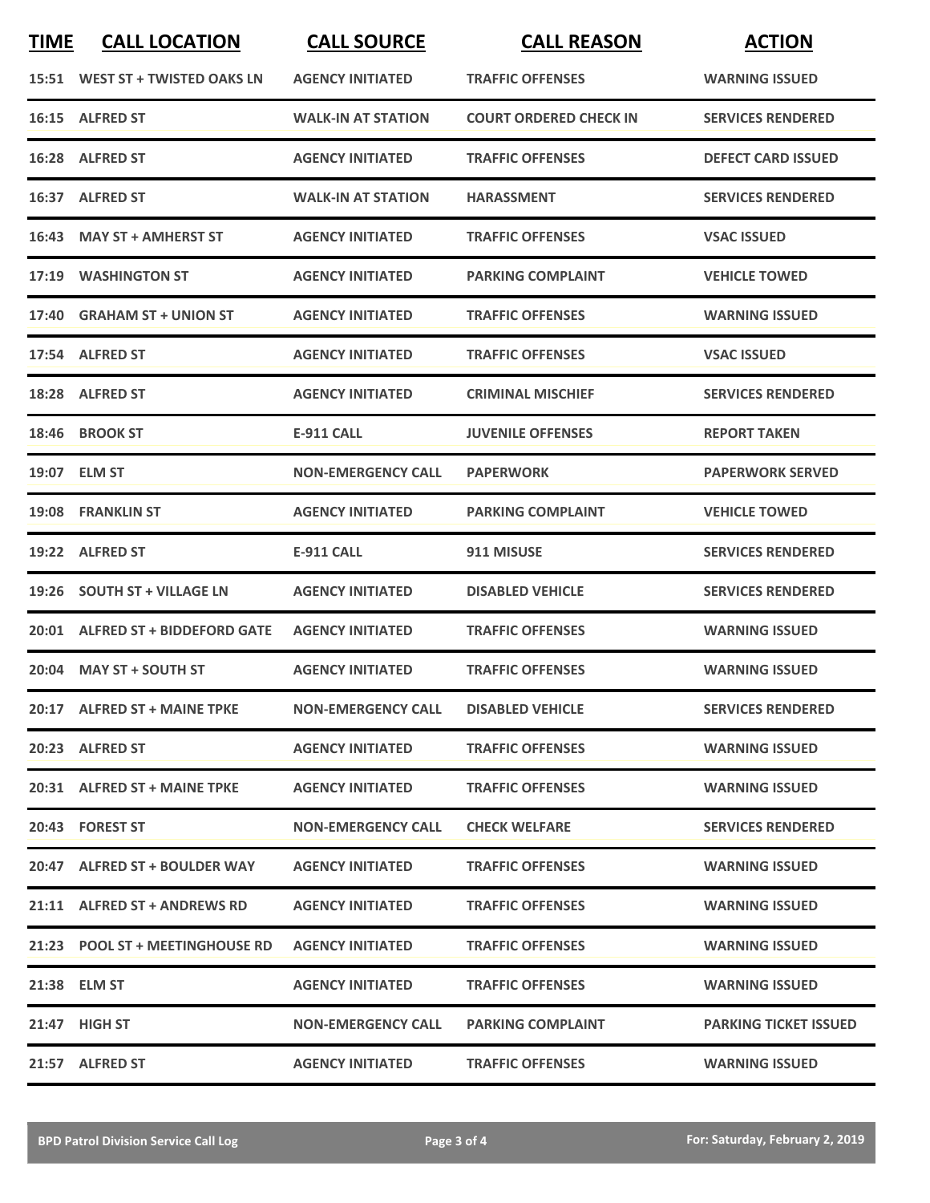| TIME | CALL LOCATION | CALL SOURCE | CALL REASON | ACTION |
|---|---|---|---|---|
| 15:51 | WEST ST + TWISTED OAKS LN | AGENCY INITIATED | TRAFFIC OFFENSES | WARNING ISSUED |
| 16:15 | ALFRED ST | WALK-IN AT STATION | COURT ORDERED CHECK IN | SERVICES RENDERED |
| 16:28 | ALFRED ST | AGENCY INITIATED | TRAFFIC OFFENSES | DEFECT CARD ISSUED |
| 16:37 | ALFRED ST | WALK-IN AT STATION | HARASSMENT | SERVICES RENDERED |
| 16:43 | MAY ST + AMHERST ST | AGENCY INITIATED | TRAFFIC OFFENSES | VSAC ISSUED |
| 17:19 | WASHINGTON ST | AGENCY INITIATED | PARKING COMPLAINT | VEHICLE TOWED |
| 17:40 | GRAHAM ST + UNION ST | AGENCY INITIATED | TRAFFIC OFFENSES | WARNING ISSUED |
| 17:54 | ALFRED ST | AGENCY INITIATED | TRAFFIC OFFENSES | VSAC ISSUED |
| 18:28 | ALFRED ST | AGENCY INITIATED | CRIMINAL MISCHIEF | SERVICES RENDERED |
| 18:46 | BROOK ST | E-911 CALL | JUVENILE OFFENSES | REPORT TAKEN |
| 19:07 | ELM ST | NON-EMERGENCY CALL | PAPERWORK | PAPERWORK SERVED |
| 19:08 | FRANKLIN ST | AGENCY INITIATED | PARKING COMPLAINT | VEHICLE TOWED |
| 19:22 | ALFRED ST | E-911 CALL | 911 MISUSE | SERVICES RENDERED |
| 19:26 | SOUTH ST + VILLAGE LN | AGENCY INITIATED | DISABLED VEHICLE | SERVICES RENDERED |
| 20:01 | ALFRED ST + BIDDEFORD GATE | AGENCY INITIATED | TRAFFIC OFFENSES | WARNING ISSUED |
| 20:04 | MAY ST + SOUTH ST | AGENCY INITIATED | TRAFFIC OFFENSES | WARNING ISSUED |
| 20:17 | ALFRED ST + MAINE TPKE | NON-EMERGENCY CALL | DISABLED VEHICLE | SERVICES RENDERED |
| 20:23 | ALFRED ST | AGENCY INITIATED | TRAFFIC OFFENSES | WARNING ISSUED |
| 20:31 | ALFRED ST + MAINE TPKE | AGENCY INITIATED | TRAFFIC OFFENSES | WARNING ISSUED |
| 20:43 | FOREST ST | NON-EMERGENCY CALL | CHECK WELFARE | SERVICES RENDERED |
| 20:47 | ALFRED ST + BOULDER WAY | AGENCY INITIATED | TRAFFIC OFFENSES | WARNING ISSUED |
| 21:11 | ALFRED ST + ANDREWS RD | AGENCY INITIATED | TRAFFIC OFFENSES | WARNING ISSUED |
| 21:23 | POOL ST + MEETINGHOUSE RD | AGENCY INITIATED | TRAFFIC OFFENSES | WARNING ISSUED |
| 21:38 | ELM ST | AGENCY INITIATED | TRAFFIC OFFENSES | WARNING ISSUED |
| 21:47 | HIGH ST | NON-EMERGENCY CALL | PARKING COMPLAINT | PARKING TICKET ISSUED |
| 21:57 | ALFRED ST | AGENCY INITIATED | TRAFFIC OFFENSES | WARNING ISSUED |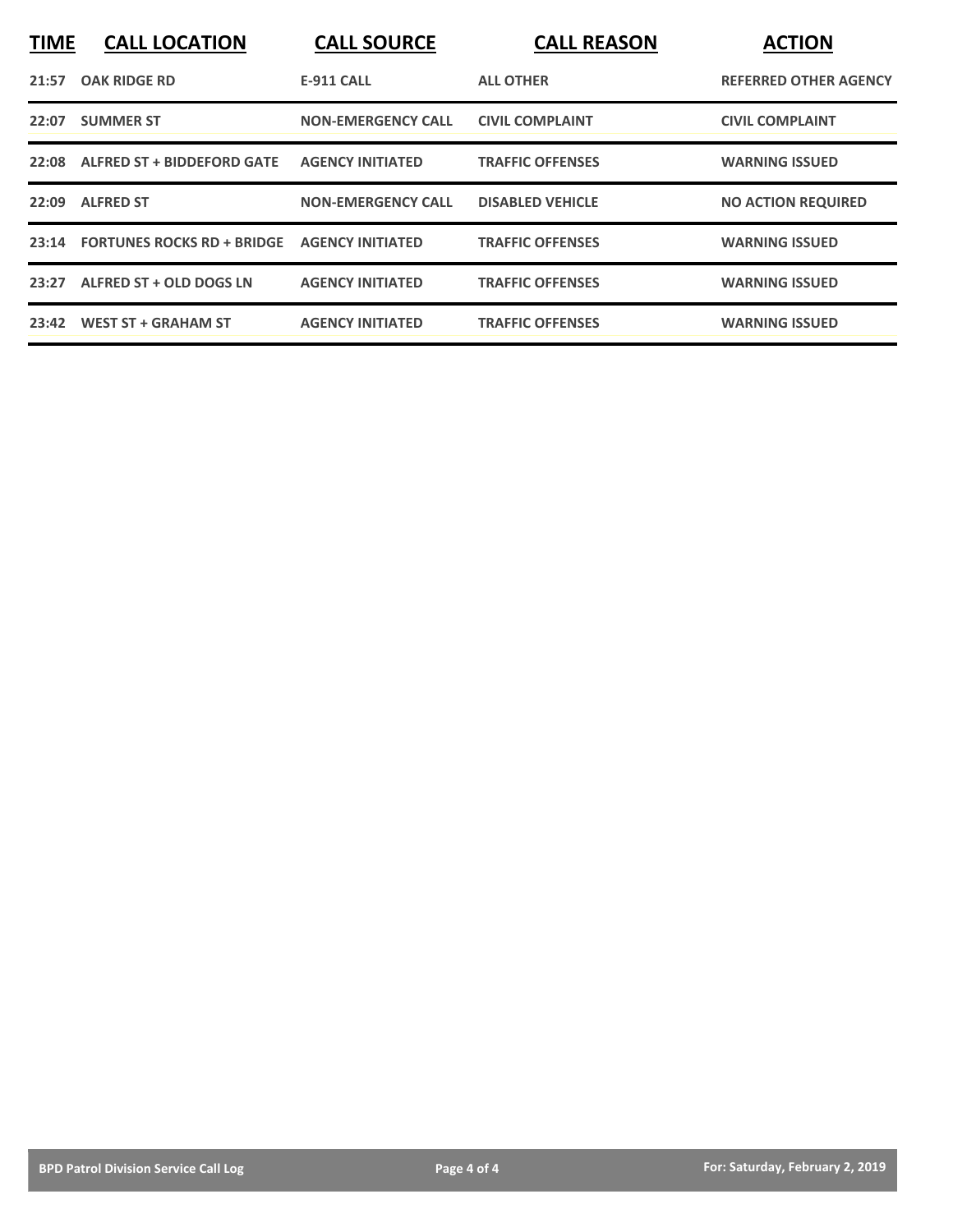| TIME | CALL LOCATION | CALL SOURCE | CALL REASON | ACTION |
|---|---|---|---|---|
| 21:57 | OAK RIDGE RD | E-911 CALL | ALL OTHER | REFERRED OTHER AGENCY |
| 22:07 | SUMMER ST | NON-EMERGENCY CALL | CIVIL COMPLAINT | CIVIL COMPLAINT |
| 22:08 | ALFRED ST + BIDDEFORD GATE | AGENCY INITIATED | TRAFFIC OFFENSES | WARNING ISSUED |
| 22:09 | ALFRED ST | NON-EMERGENCY CALL | DISABLED VEHICLE | NO ACTION REQUIRED |
| 23:14 | FORTUNES ROCKS RD + BRIDGE | AGENCY INITIATED | TRAFFIC OFFENSES | WARNING ISSUED |
| 23:27 | ALFRED ST + OLD DOGS LN | AGENCY INITIATED | TRAFFIC OFFENSES | WARNING ISSUED |
| 23:42 | WEST ST + GRAHAM ST | AGENCY INITIATED | TRAFFIC OFFENSES | WARNING ISSUED |